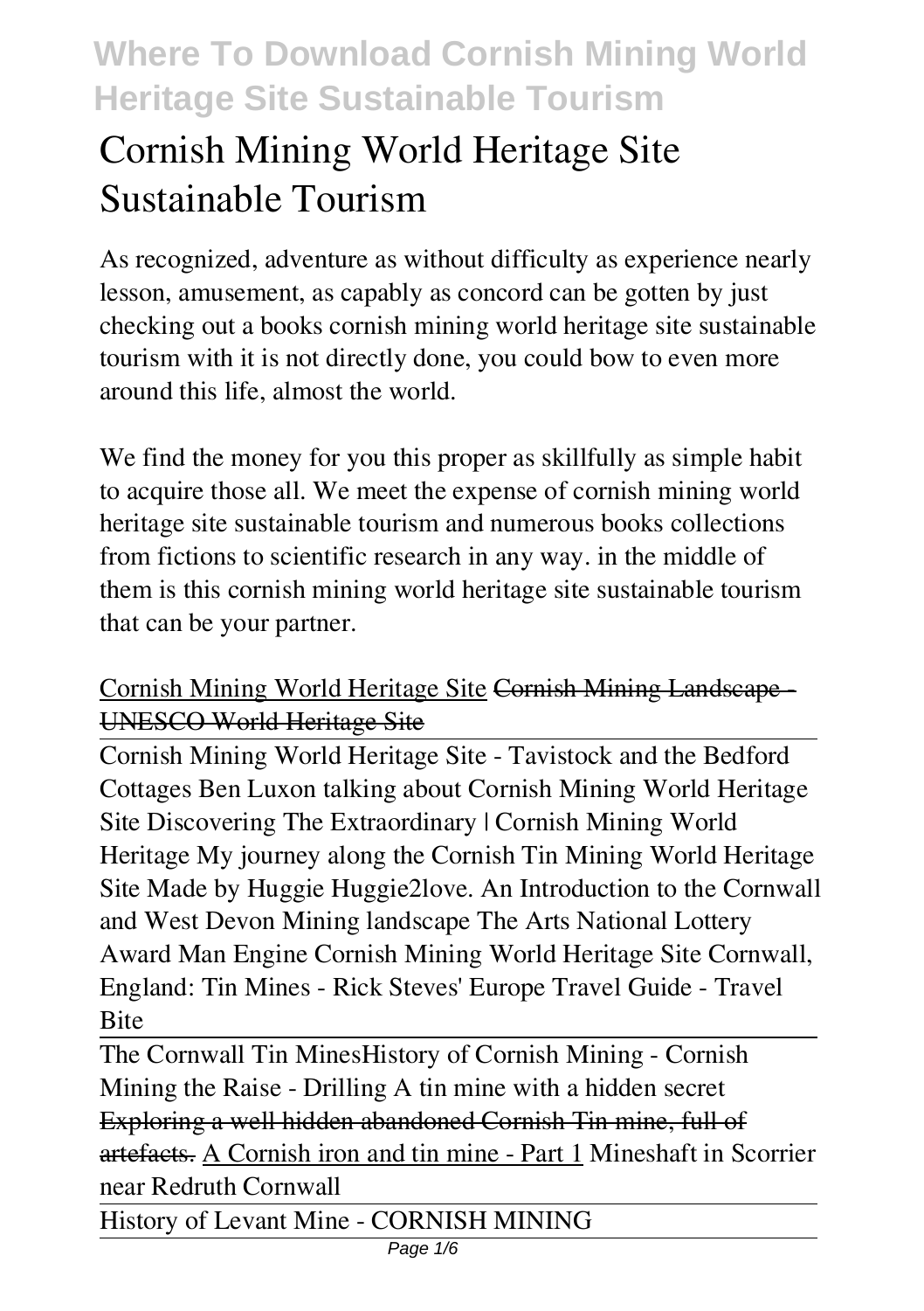# Cornish Mining World Heritage Site Sustainable Tourism

As recognized, adventure as without difficulty as experience nearly lesson, amusement, as capably as concord can be gotten by just checking out a books cornish mining world heritage site sustainable tourism with it is not directly done, you could bow to even more around this life, almost the world.

We find the money for you this proper as skillfully as simple habit to acquire those all. We meet the expense of cornish mining world heritage site sustainable tourism and numerous books collections from fictions to scientific research in any way. in the middle of them is this cornish mining world heritage site sustainable tourism that can be your partner.

Cornish Mining World Heritage Site ~~Cornish Mining Landscape - UNESCO World Heritage Site~~

Cornish Mining World Heritage Site - Tavistock and the Bedford Cottages *Ben Luxon talking about Cornish Mining World Heritage Site* *Discovering The Extraordinary | Cornish Mining World Heritage* *My journey along the Cornish Tin Mining World Heritage Site Made by Huggie Huggie2love.* *An Introduction to the Cornwall and West Devon Mining landscape* *The Arts National Lottery Award Man Engine Cornish Mining World Heritage Site* *Cornwall, England: Tin Mines - Rick Steves' Europe Travel Guide - Travel Bite*

The Cornwall Tin Mines*History of Cornish Mining - Cornish Mining the Raise - Drilling* *A tin mine with a hidden secret* ~~Exploring a well hidden abandoned Cornish Tin mine, full of artefacts.~~ A Cornish iron and tin mine - Part 1 *Mineshaft in Scorrier near Redruth Cornwall*

History of Levant Mine - CORNISH MINING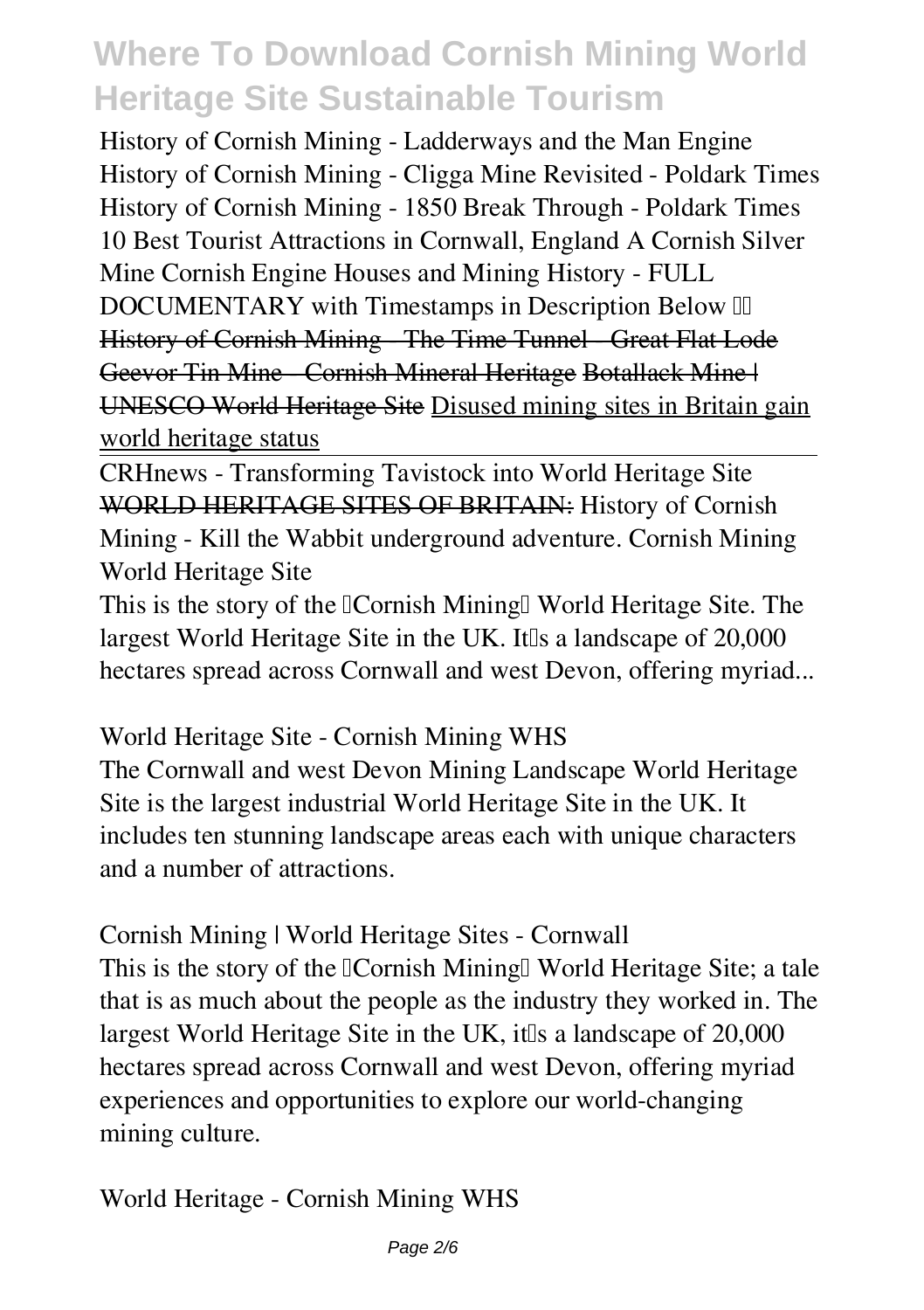History of Cornish Mining - Ladderways and the Man Engine History of Cornish Mining - Cligga Mine Revisited - Poldark Times History of Cornish Mining - 1850 Break Through - Poldark Times 10 Best Tourist Attractions in Cornwall, England A Cornish Silver Mine Cornish Engine Houses and Mining History - FULL DOCUMENTARY with Timestamps in Description Below ⬇️ ~~History of Cornish Mining - The Time Tunnel - Great Flat Lode~~ ~~Geevor Tin Mine - Cornish Mineral Heritage~~ ~~Botallack Mine | UNESCO World Heritage Site~~ Disused mining sites in Britain gain world heritage status

CRHnews - Transforming Tavistock into World Heritage Site ~~WORLD HERITAGE SITES OF BRITAIN:~~ History of Cornish Mining - Kill the Wabbit underground adventure. Cornish Mining World Heritage Site

This is the story of the 'Cornish Mining' World Heritage Site. The largest World Heritage Site in the UK. It's a landscape of 20,000 hectares spread across Cornwall and west Devon, offering myriad...

World Heritage Site - Cornish Mining WHS

The Cornwall and west Devon Mining Landscape World Heritage Site is the largest industrial World Heritage Site in the UK. It includes ten stunning landscape areas each with unique characters and a number of attractions.

Cornish Mining | World Heritage Sites - Cornwall

This is the story of the 'Cornish Mining' World Heritage Site; a tale that is as much about the people as the industry they worked in. The largest World Heritage Site in the UK, it's a landscape of 20,000 hectares spread across Cornwall and west Devon, offering myriad experiences and opportunities to explore our world-changing mining culture.

World Heritage - Cornish Mining WHS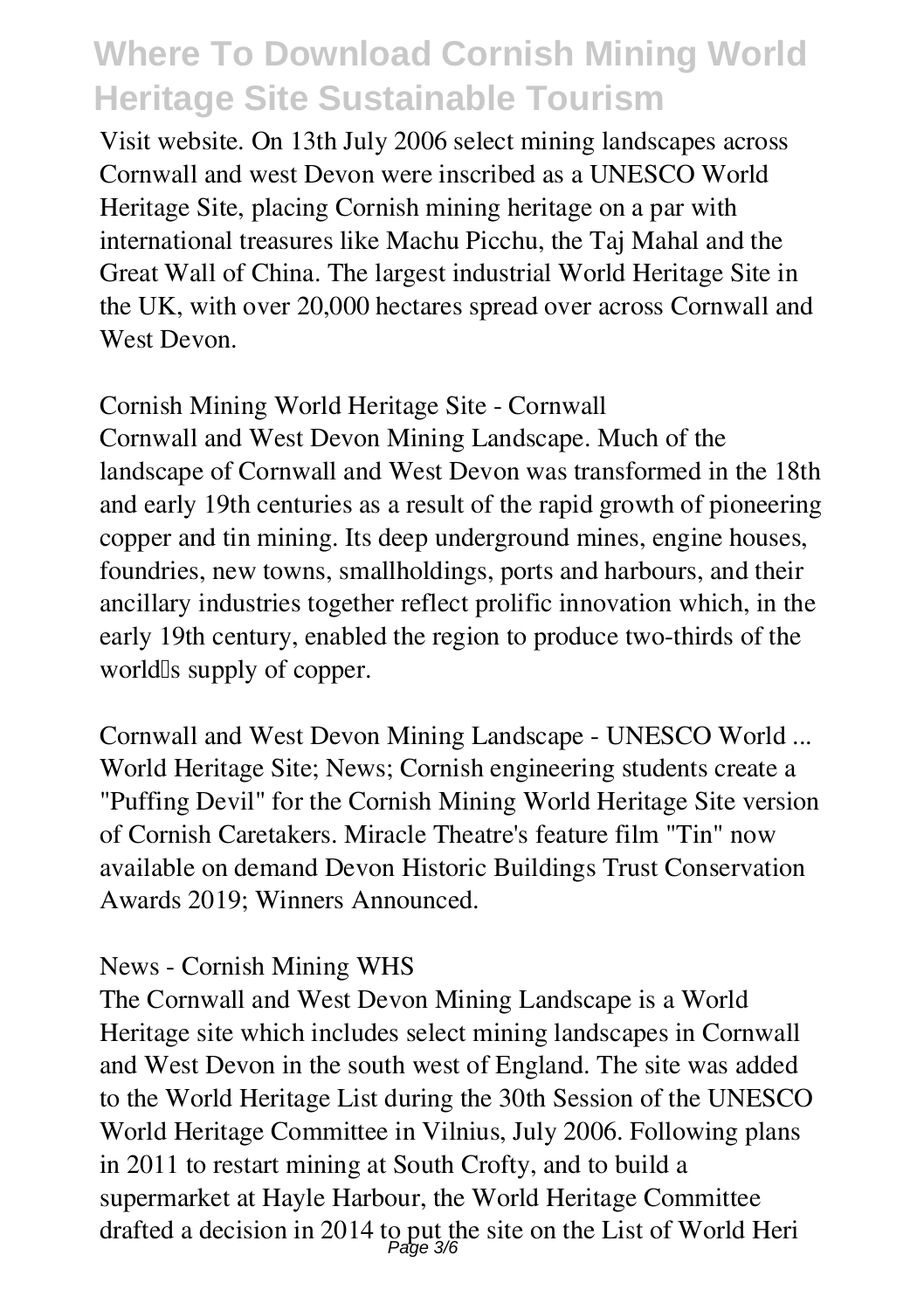Visit website. On 13th July 2006 select mining landscapes across Cornwall and west Devon were inscribed as a UNESCO World Heritage Site, placing Cornish mining heritage on a par with international treasures like Machu Picchu, the Taj Mahal and the Great Wall of China. The largest industrial World Heritage Site in the UK, with over 20,000 hectares spread over across Cornwall and West Devon.

Cornish Mining World Heritage Site - Cornwall

Cornwall and West Devon Mining Landscape. Much of the landscape of Cornwall and West Devon was transformed in the 18th and early 19th centuries as a result of the rapid growth of pioneering copper and tin mining. Its deep underground mines, engine houses, foundries, new towns, smallholdings, ports and harbours, and their ancillary industries together reflect prolific innovation which, in the early 19th century, enabled the region to produce two-thirds of the world's supply of copper.

Cornwall and West Devon Mining Landscape - UNESCO World ...

World Heritage Site; News; Cornish engineering students create a "Puffing Devil" for the Cornish Mining World Heritage Site version of Cornish Caretakers. Miracle Theatre's feature film "Tin" now available on demand Devon Historic Buildings Trust Conservation Awards 2019; Winners Announced.

News - Cornish Mining WHS

The Cornwall and West Devon Mining Landscape is a World Heritage site which includes select mining landscapes in Cornwall and West Devon in the south west of England. The site was added to the World Heritage List during the 30th Session of the UNESCO World Heritage Committee in Vilnius, July 2006. Following plans in 2011 to restart mining at South Crofty, and to build a supermarket at Hayle Harbour, the World Heritage Committee drafted a decision in 2014 to put the site on the List of World Heri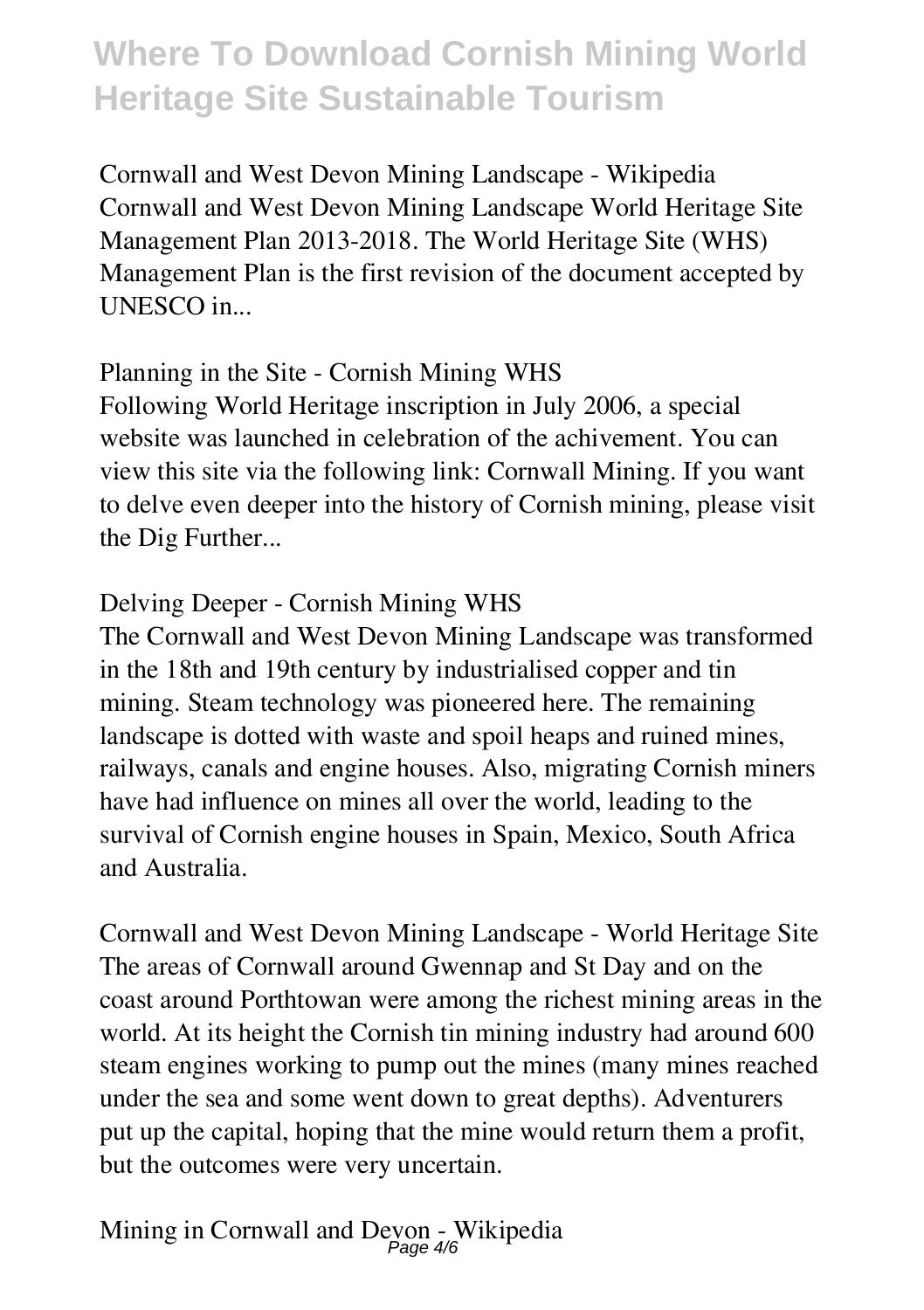Cornwall and West Devon Mining Landscape - Wikipedia
Cornwall and West Devon Mining Landscape World Heritage Site Management Plan 2013-2018. The World Heritage Site (WHS) Management Plan is the first revision of the document accepted by UNESCO in...

Planning in the Site - Cornish Mining WHS
Following World Heritage inscription in July 2006, a special website was launched in celebration of the achivement. You can view this site via the following link: Cornwall Mining. If you want to delve even deeper into the history of Cornish mining, please visit the Dig Further...

Delving Deeper - Cornish Mining WHS
The Cornwall and West Devon Mining Landscape was transformed in the 18th and 19th century by industrialised copper and tin mining. Steam technology was pioneered here. The remaining landscape is dotted with waste and spoil heaps and ruined mines, railways, canals and engine houses. Also, migrating Cornish miners have had influence on mines all over the world, leading to the survival of Cornish engine houses in Spain, Mexico, South Africa and Australia.

Cornwall and West Devon Mining Landscape - World Heritage Site
The areas of Cornwall around Gwennap and St Day and on the coast around Porthtowan were among the richest mining areas in the world. At its height the Cornish tin mining industry had around 600 steam engines working to pump out the mines (many mines reached under the sea and some went down to great depths). Adventurers put up the capital, hoping that the mine would return them a profit, but the outcomes were very uncertain.

Mining in Cornwall and Devon - Wikipedia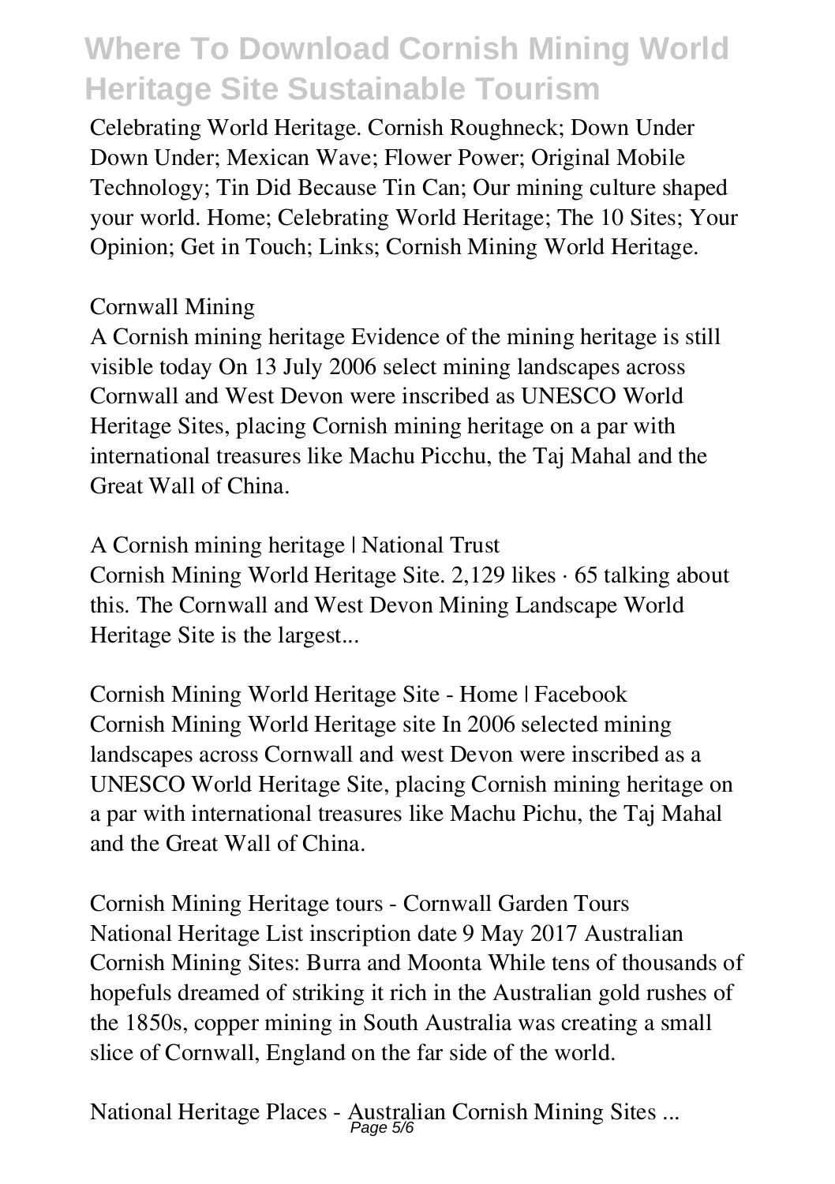Celebrating World Heritage. Cornish Roughneck; Down Under Down Under; Mexican Wave; Flower Power; Original Mobile Technology; Tin Did Because Tin Can; Our mining culture shaped your world. Home; Celebrating World Heritage; The 10 Sites; Your Opinion; Get in Touch; Links; Cornish Mining World Heritage.

## Cornwall Mining

A Cornish mining heritage Evidence of the mining heritage is still visible today On 13 July 2006 select mining landscapes across Cornwall and West Devon were inscribed as UNESCO World Heritage Sites, placing Cornish mining heritage on a par with international treasures like Machu Picchu, the Taj Mahal and the Great Wall of China.

## A Cornish mining heritage | National Trust

Cornish Mining World Heritage Site. 2,129 likes · 65 talking about this. The Cornwall and West Devon Mining Landscape World Heritage Site is the largest...

## Cornish Mining World Heritage Site - Home | Facebook

Cornish Mining World Heritage site In 2006 selected mining landscapes across Cornwall and west Devon were inscribed as a UNESCO World Heritage Site, placing Cornish mining heritage on a par with international treasures like Machu Pichu, the Taj Mahal and the Great Wall of China.

## Cornish Mining Heritage tours - Cornwall Garden Tours

National Heritage List inscription date 9 May 2017 Australian Cornish Mining Sites: Burra and Moonta While tens of thousands of hopefuls dreamed of striking it rich in the Australian gold rushes of the 1850s, copper mining in South Australia was creating a small slice of Cornwall, England on the far side of the world.

## National Heritage Places - Australian Cornish Mining Sites ...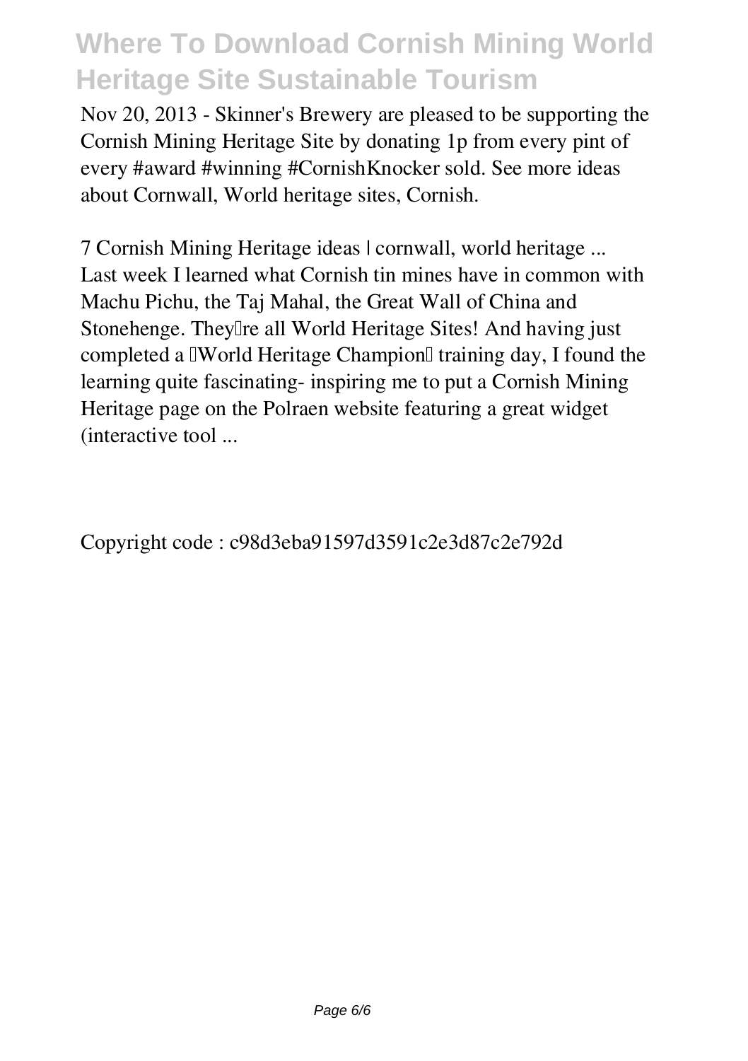Nov 20, 2013 - Skinner's Brewery are pleased to be supporting the Cornish Mining Heritage Site by donating 1p from every pint of every #award #winning #CornishKnocker sold. See more ideas about Cornwall, World heritage sites, Cornish.

7 Cornish Mining Heritage ideas | cornwall, world heritage ...
Last week I learned what Cornish tin mines have in common with Machu Pichu, the Taj Mahal, the Great Wall of China and Stonehenge. They're all World Heritage Sites! And having just completed a 'World Heritage Champion' training day, I found the learning quite fascinating- inspiring me to put a Cornish Mining Heritage page on the Polraen website featuring a great widget (interactive tool ...

Copyright code : c98d3eba91597d3591c2e3d87c2e792d